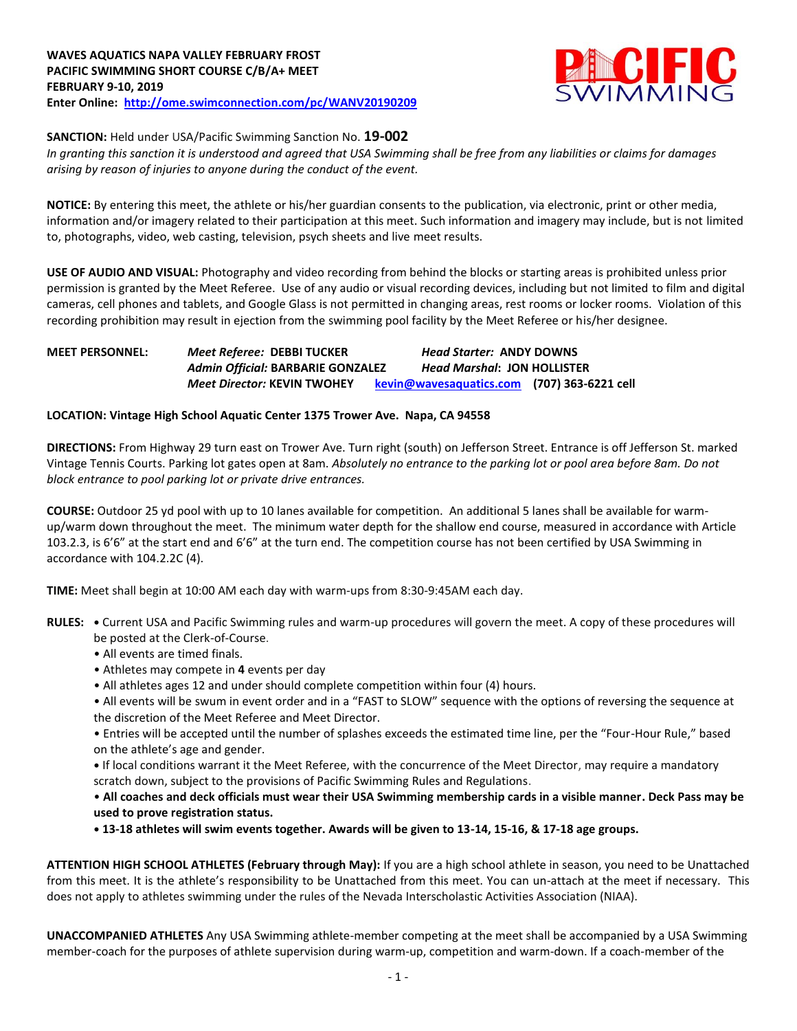**WAVES AQUATICS NAPA VALLEY FEBRUARY FROST**
**PACIFIC SWIMMING SHORT COURSE C/B/A+ MEET**
**FEBRUARY 9-10, 2019**
**Enter Online: http://ome.swimconnection.com/pc/WANV20190209**

**SANCTION:** Held under USA/Pacific Swimming Sanction No. **19-002**
*In granting this sanction it is understood and agreed that USA Swimming shall be free from any liabilities or claims for damages arising by reason of injuries to anyone during the conduct of the event.*

**NOTICE:** By entering this meet, the athlete or his/her guardian consents to the publication, via electronic, print or other media, information and/or imagery related to their participation at this meet. Such information and imagery may include, but is not limited to, photographs, video, web casting, television, psych sheets and live meet results.

**USE OF AUDIO AND VISUAL:** Photography and video recording from behind the blocks or starting areas is prohibited unless prior permission is granted by the Meet Referee. Use of any audio or visual recording devices, including but not limited to film and digital cameras, cell phones and tablets, and Google Glass is not permitted in changing areas, rest rooms or locker rooms. Violation of this recording prohibition may result in ejection from the swimming pool facility by the Meet Referee or his/her designee.

**MEET PERSONNEL:**
*Meet Referee:* **DEBBI TUCKER** — *Head Starter:* **ANDY DOWNS**
*Admin Official:* **BARBARIE GONZALEZ** — *Head Marshal*: **JON HOLLISTER**
*Meet Director:* **KEVIN TWOHEY** — kevin@wavesaquatics.com **(707) 363-6221 cell**

**LOCATION: Vintage High School Aquatic Center 1375 Trower Ave. Napa, CA 94558**

**DIRECTIONS:** From Highway 29 turn east on Trower Ave. Turn right (south) on Jefferson Street. Entrance is off Jefferson St. marked Vintage Tennis Courts. Parking lot gates open at 8am. *Absolutely no entrance to the parking lot or pool area before 8am. Do not block entrance to pool parking lot or private drive entrances.*

**COURSE:** Outdoor 25 yd pool with up to 10 lanes available for competition. An additional 5 lanes shall be available for warm-up/warm down throughout the meet. The minimum water depth for the shallow end course, measured in accordance with Article 103.2.3, is 6'6" at the start end and 6'6" at the turn end. The competition course has not been certified by USA Swimming in accordance with 104.2.2C (4).

**TIME:** Meet shall begin at 10:00 AM each day with warm-ups from 8:30-9:45AM each day.

**RULES:**
- Current USA and Pacific Swimming rules and warm-up procedures will govern the meet. A copy of these procedures will be posted at the Clerk-of-Course.
- All events are timed finals.
- Athletes may compete in **4** events per day
- All athletes ages 12 and under should complete competition within four (4) hours.
- All events will be swum in event order and in a "FAST to SLOW" sequence with the options of reversing the sequence at the discretion of the Meet Referee and Meet Director.
- Entries will be accepted until the number of splashes exceeds the estimated time line, per the "Four-Hour Rule," based on the athlete's age and gender.
- If local conditions warrant it the Meet Referee, with the concurrence of the Meet Director, may require a mandatory scratch down, subject to the provisions of Pacific Swimming Rules and Regulations.
- **All coaches and deck officials must wear their USA Swimming membership cards in a visible manner. Deck Pass may be used to prove registration status.**
- **13-18 athletes will swim events together. Awards will be given to 13-14, 15-16, & 17-18 age groups.**

**ATTENTION HIGH SCHOOL ATHLETES (February through May):** If you are a high school athlete in season, you need to be Unattached from this meet. It is the athlete's responsibility to be Unattached from this meet. You can un-attach at the meet if necessary. This does not apply to athletes swimming under the rules of the Nevada Interscholastic Activities Association (NIAA).

**UNACCOMPANIED ATHLETES** Any USA Swimming athlete-member competing at the meet shall be accompanied by a USA Swimming member-coach for the purposes of athlete supervision during warm-up, competition and warm-down. If a coach-member of the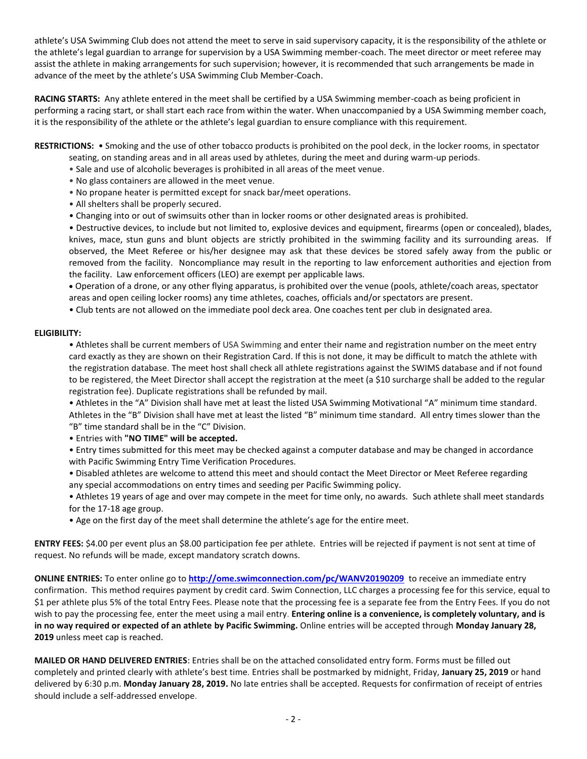athlete's USA Swimming Club does not attend the meet to serve in said supervisory capacity, it is the responsibility of the athlete or the athlete's legal guardian to arrange for supervision by a USA Swimming member-coach. The meet director or meet referee may assist the athlete in making arrangements for such supervision; however, it is recommended that such arrangements be made in advance of the meet by the athlete's USA Swimming Club Member-Coach.

**RACING STARTS:** Any athlete entered in the meet shall be certified by a USA Swimming member-coach as being proficient in performing a racing start, or shall start each race from within the water. When unaccompanied by a USA Swimming member coach, it is the responsibility of the athlete or the athlete's legal guardian to ensure compliance with this requirement.

**RESTRICTIONS:**
- Smoking and the use of other tobacco products is prohibited on the pool deck, in the locker rooms, in spectator seating, on standing areas and in all areas used by athletes, during the meet and during warm-up periods.
- Sale and use of alcoholic beverages is prohibited in all areas of the meet venue.
- No glass containers are allowed in the meet venue.
- No propane heater is permitted except for snack bar/meet operations.
- All shelters shall be properly secured.
- Changing into or out of swimsuits other than in locker rooms or other designated areas is prohibited.
- Destructive devices, to include but not limited to, explosive devices and equipment, firearms (open or concealed), blades, knives, mace, stun guns and blunt objects are strictly prohibited in the swimming facility and its surrounding areas. If observed, the Meet Referee or his/her designee may ask that these devices be stored safely away from the public or removed from the facility. Noncompliance may result in the reporting to law enforcement authorities and ejection from the facility. Law enforcement officers (LEO) are exempt per applicable laws.
- Operation of a drone, or any other flying apparatus, is prohibited over the venue (pools, athlete/coach areas, spectator areas and open ceiling locker rooms) any time athletes, coaches, officials and/or spectators are present.
- Club tents are not allowed on the immediate pool deck area. One coaches tent per club in designated area.

**ELIGIBILITY:**
- Athletes shall be current members of USA Swimming and enter their name and registration number on the meet entry card exactly as they are shown on their Registration Card. If this is not done, it may be difficult to match the athlete with the registration database. The meet host shall check all athlete registrations against the SWIMS database and if not found to be registered, the Meet Director shall accept the registration at the meet (a $10 surcharge shall be added to the regular registration fee). Duplicate registrations shall be refunded by mail.
- Athletes in the "A" Division shall have met at least the listed USA Swimming Motivational "A" minimum time standard. Athletes in the "B" Division shall have met at least the listed "B" minimum time standard. All entry times slower than the "B" time standard shall be in the "C" Division.
- Entries with **"NO TIME" will be accepted.**
- Entry times submitted for this meet may be checked against a computer database and may be changed in accordance with Pacific Swimming Entry Time Verification Procedures.
- Disabled athletes are welcome to attend this meet and should contact the Meet Director or Meet Referee regarding any special accommodations on entry times and seeding per Pacific Swimming policy.
- Athletes 19 years of age and over may compete in the meet for time only, no awards. Such athlete shall meet standards for the 17-18 age group.
- Age on the first day of the meet shall determine the athlete's age for the entire meet.

**ENTRY FEES:** $4.00 per event plus an $8.00 participation fee per athlete. Entries will be rejected if payment is not sent at time of request. No refunds will be made, except mandatory scratch downs.

**ONLINE ENTRIES:** To enter online go to **http://ome.swimconnection.com/pc/WANV20190209** to receive an immediate entry confirmation. This method requires payment by credit card. Swim Connection, LLC charges a processing fee for this service, equal to $1 per athlete plus 5% of the total Entry Fees. Please note that the processing fee is a separate fee from the Entry Fees. If you do not wish to pay the processing fee, enter the meet using a mail entry. **Entering online is a convenience, is completely voluntary, and is in no way required or expected of an athlete by Pacific Swimming.** Online entries will be accepted through **Monday January 28, 2019** unless meet cap is reached.

**MAILED OR HAND DELIVERED ENTRIES**: Entries shall be on the attached consolidated entry form. Forms must be filled out completely and printed clearly with athlete's best time. Entries shall be postmarked by midnight, Friday, **January 25, 2019** or hand delivered by 6:30 p.m. **Monday January 28, 2019.** No late entries shall be accepted. Requests for confirmation of receipt of entries should include a self-addressed envelope.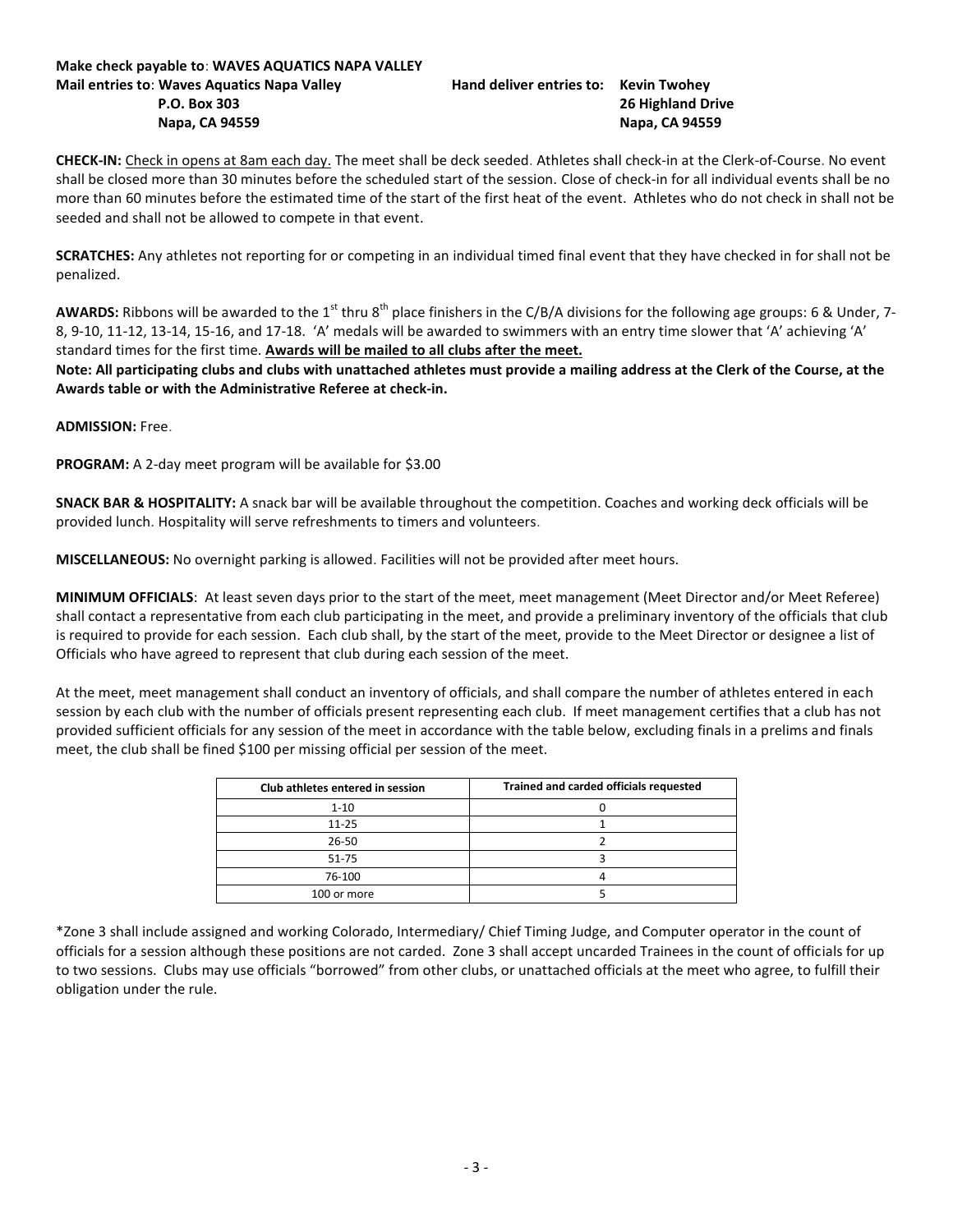**Make check payable to**: **WAVES AQUATICS NAPA VALLEY**

**Mail entries to**: **Waves Aquatics Napa Valley**
**P.O. Box 303**
**Napa, CA 94559**

**Hand deliver entries to: Kevin Twohey**
**26 Highland Drive**
**Napa, CA 94559**

**CHECK-IN:** Check in opens at 8am each day. The meet shall be deck seeded. Athletes shall check-in at the Clerk-of-Course. No event shall be closed more than 30 minutes before the scheduled start of the session. Close of check-in for all individual events shall be no more than 60 minutes before the estimated time of the start of the first heat of the event. Athletes who do not check in shall not be seeded and shall not be allowed to compete in that event.

**SCRATCHES:** Any athletes not reporting for or competing in an individual timed final event that they have checked in for shall not be penalized.

**AWARDS:** Ribbons will be awarded to the 1st thru 8th place finishers in the C/B/A divisions for the following age groups: 6 & Under, 7-8, 9-10, 11-12, 13-14, 15-16, and 17-18. 'A' medals will be awarded to swimmers with an entry time slower that 'A' achieving 'A' standard times for the first time. **Awards will be mailed to all clubs after the meet.**

**Note: All participating clubs and clubs with unattached athletes must provide a mailing address at the Clerk of the Course, at the Awards table or with the Administrative Referee at check-in.**

**ADMISSION:** Free.

**PROGRAM:** A 2-day meet program will be available for $3.00

**SNACK BAR & HOSPITALITY:** A snack bar will be available throughout the competition. Coaches and working deck officials will be provided lunch. Hospitality will serve refreshments to timers and volunteers.

**MISCELLANEOUS:** No overnight parking is allowed. Facilities will not be provided after meet hours.

**MINIMUM OFFICIALS**: At least seven days prior to the start of the meet, meet management (Meet Director and/or Meet Referee) shall contact a representative from each club participating in the meet, and provide a preliminary inventory of the officials that club is required to provide for each session. Each club shall, by the start of the meet, provide to the Meet Director or designee a list of Officials who have agreed to represent that club during each session of the meet.

At the meet, meet management shall conduct an inventory of officials, and shall compare the number of athletes entered in each session by each club with the number of officials present representing each club. If meet management certifies that a club has not provided sufficient officials for any session of the meet in accordance with the table below, excluding finals in a prelims and finals meet, the club shall be fined $100 per missing official per session of the meet.

| Club athletes entered in session | Trained and carded officials requested |
|---|---|
| 1-10 | 0 |
| 11-25 | 1 |
| 26-50 | 2 |
| 51-75 | 3 |
| 76-100 | 4 |
| 100 or more | 5 |

*Zone 3 shall include assigned and working Colorado, Intermediary/ Chief Timing Judge, and Computer operator in the count of officials for a session although these positions are not carded. Zone 3 shall accept uncarded Trainees in the count of officials for up to two sessions. Clubs may use officials "borrowed" from other clubs, or unattached officials at the meet who agree, to fulfill their obligation under the rule.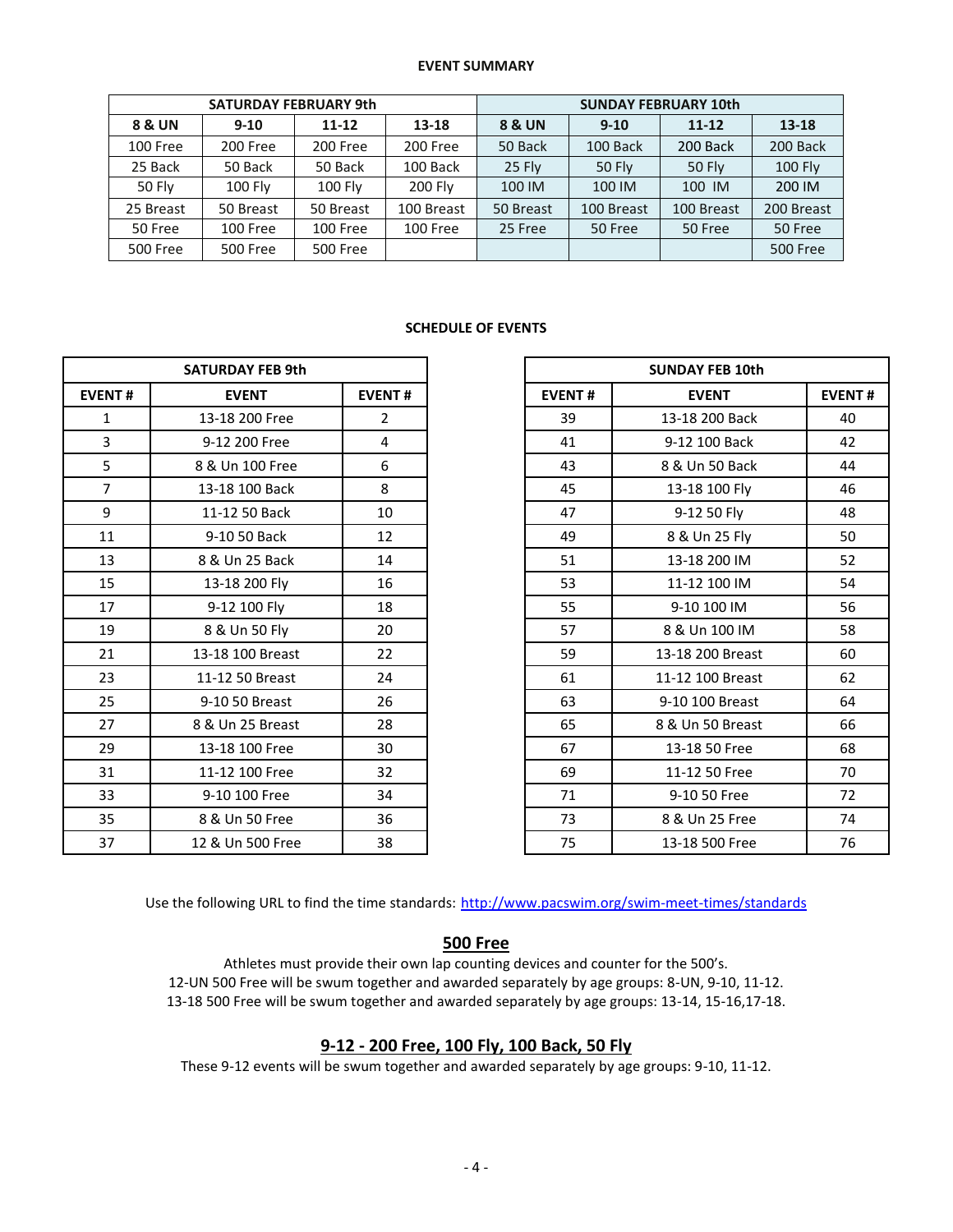## EVENT SUMMARY

| SATURDAY FEBRUARY 9th | | | | SUNDAY FEBRUARY 10th | | | |
|---|---|---|---|---|---|---|---|
| 8 & UN | 9-10 | 11-12 | 13-18 | 8 & UN | 9-10 | 11-12 | 13-18 |
| 100 Free | 200 Free | 200 Free | 200 Free | 50 Back | 100 Back | 200 Back | 200 Back |
| 25 Back | 50 Back | 50 Back | 100 Back | 25 Fly | 50 Fly | 50 Fly | 100 Fly |
| 50 Fly | 100 Fly | 100 Fly | 200 Fly | 100 IM | 100 IM | 100 IM | 200 IM |
| 25 Breast | 50 Breast | 50 Breast | 100 Breast | 50 Breast | 100 Breast | 100 Breast | 200 Breast |
| 50 Free | 100 Free | 100 Free | 100 Free | 25 Free | 50 Free | 50 Free | 50 Free |
| 500 Free | 500 Free | 500 Free | | | | | 500 Free |

## SCHEDULE OF EVENTS

| SATURDAY FEB 9th | | |
|---|---|---|
| EVENT # | EVENT | EVENT # |
| 1 | 13-18 200 Free | 2 |
| 3 | 9-12 200 Free | 4 |
| 5 | 8 & Un 100 Free | 6 |
| 7 | 13-18 100 Back | 8 |
| 9 | 11-12 50 Back | 10 |
| 11 | 9-10 50 Back | 12 |
| 13 | 8 & Un 25 Back | 14 |
| 15 | 13-18 200 Fly | 16 |
| 17 | 9-12 100 Fly | 18 |
| 19 | 8 & Un 50 Fly | 20 |
| 21 | 13-18 100 Breast | 22 |
| 23 | 11-12 50 Breast | 24 |
| 25 | 9-10 50 Breast | 26 |
| 27 | 8 & Un 25 Breast | 28 |
| 29 | 13-18 100 Free | 30 |
| 31 | 11-12 100 Free | 32 |
| 33 | 9-10 100 Free | 34 |
| 35 | 8 & Un 50 Free | 36 |
| 37 | 12 & Un 500 Free | 38 |

| SUNDAY FEB 10th | | |
|---|---|---|
| EVENT # | EVENT | EVENT # |
| 39 | 13-18 200 Back | 40 |
| 41 | 9-12 100 Back | 42 |
| 43 | 8 & Un 50 Back | 44 |
| 45 | 13-18 100 Fly | 46 |
| 47 | 9-12 50 Fly | 48 |
| 49 | 8 & Un 25 Fly | 50 |
| 51 | 13-18 200 IM | 52 |
| 53 | 11-12 100 IM | 54 |
| 55 | 9-10 100 IM | 56 |
| 57 | 8 & Un 100 IM | 58 |
| 59 | 13-18 200 Breast | 60 |
| 61 | 11-12 100 Breast | 62 |
| 63 | 9-10 100 Breast | 64 |
| 65 | 8 & Un 50 Breast | 66 |
| 67 | 13-18 50 Free | 68 |
| 69 | 11-12 50 Free | 70 |
| 71 | 9-10 50 Free | 72 |
| 73 | 8 & Un 25 Free | 74 |
| 75 | 13-18 500 Free | 76 |

Use the following URL to find the time standards: http://www.pacswim.org/swim-meet-times/standards

## 500 Free

Athletes must provide their own lap counting devices and counter for the 500's.
12-UN 500 Free will be swum together and awarded separately by age groups: 8-UN, 9-10, 11-12.
13-18 500 Free will be swum together and awarded separately by age groups: 13-14, 15-16,17-18.

## 9-12 - 200 Free, 100 Fly, 100 Back, 50 Fly

These 9-12 events will be swum together and awarded separately by age groups: 9-10, 11-12.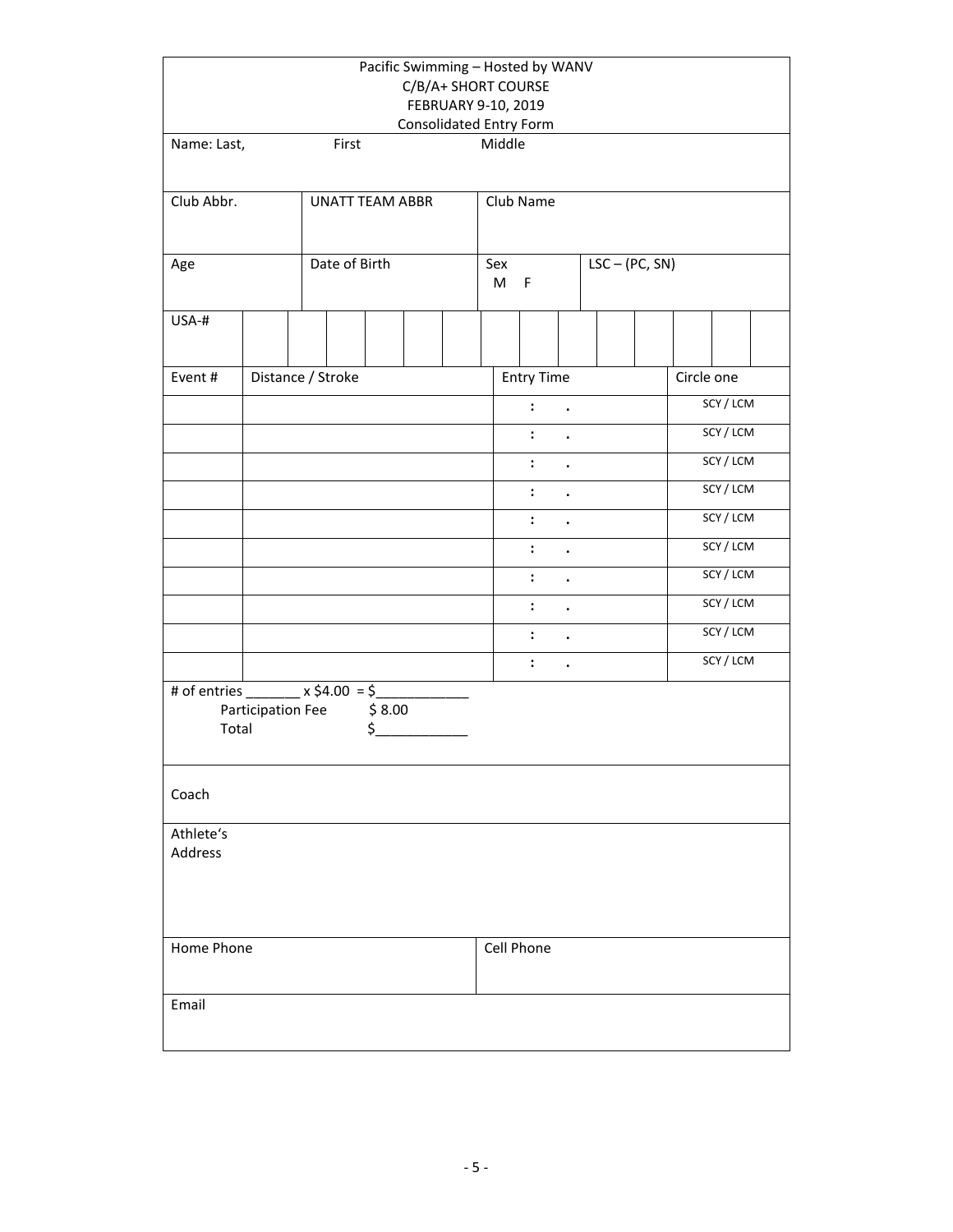Pacific Swimming – Hosted by WANV

C/B/A+ SHORT COURSE

FEBRUARY 9-10, 2019

Consolidated Entry Form

| | | | |
|---|---|---|---|
| Name: Last, | First | Middle | |
| Club Abbr. | UNATT TEAM ABBR | Club Name | |
| Age | Date of Birth | Sex M F | LSC – (PC, SN) |

| USA-# | | | | | | | | | | | | | | |
|---|---|---|---|---|---|---|---|---|---|---|---|---|---|---|

| Event # | Distance / Stroke | Entry Time | Circle one |
|---|---|---|---|
| | | : . | SCY / LCM |
| | | : . | SCY / LCM |
| | | : . | SCY / LCM |
| | | : . | SCY / LCM |
| | | : . | SCY / LCM |
| | | : . | SCY / LCM |
| | | : . | SCY / LCM |
| | | : . | SCY / LCM |
| | | : . | SCY / LCM |
| | | : . | SCY / LCM |

# of entries _______ x $4.00 = $____________

Participation Fee $ 8.00

Total $____________

| | |
|---|---|
| Coach | |
| Athlete's Address | |
| Home Phone | Cell Phone |
| Email | |